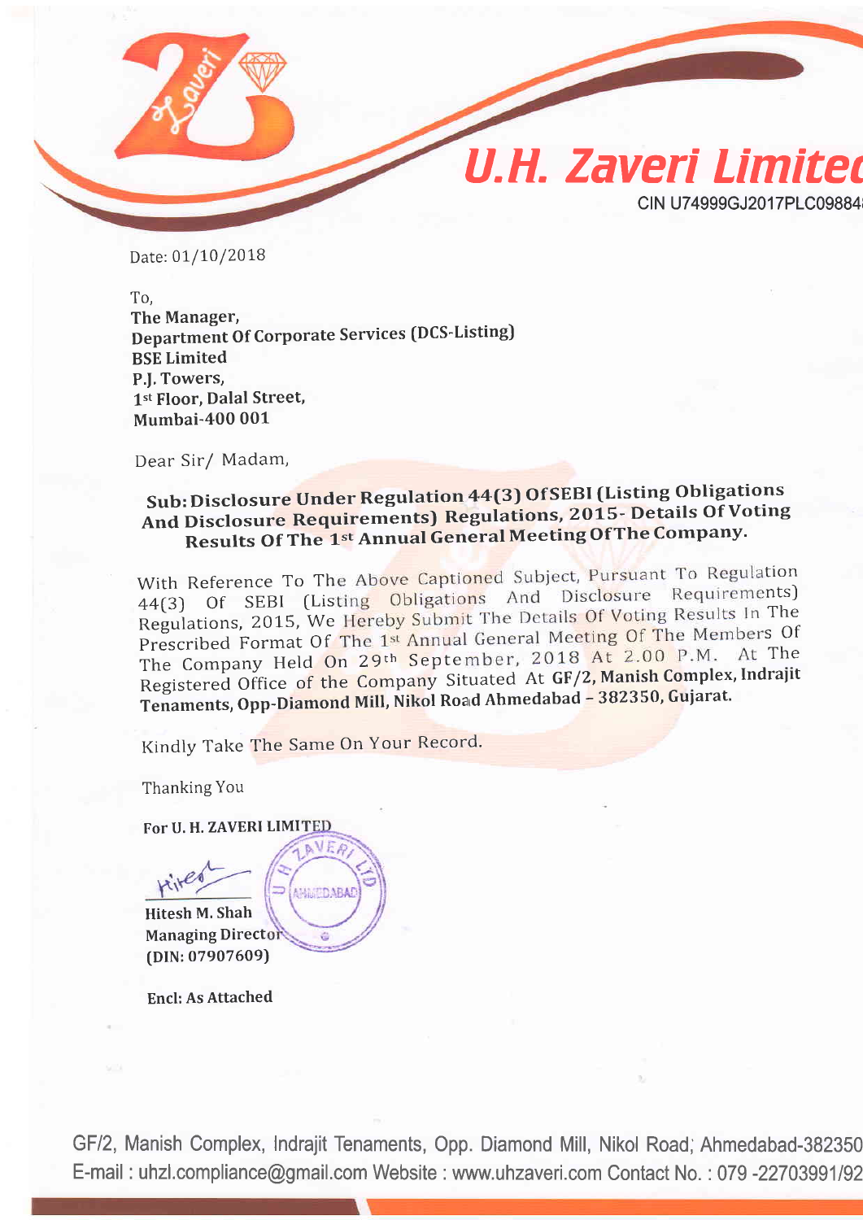# U.H. Zaveri Limited

CIN U74999GJ2017PLC09884

Date: 01/10/2018

To,
**The Manager,**
**Department Of Corporate Services (DCS-Listing)**
**BSE Limited**
**P.J. Towers,**
**1st Floor, Dalal Street,**
**Mumbai-400 001**

Dear Sir/ Madam,

**Sub: Disclosure Under Regulation 44(3) Of SEBI (Listing Obligations And Disclosure Requirements) Regulations, 2015- Details Of Voting Results Of The 1st Annual General Meeting Of The Company.**

With Reference To The Above Captioned Subject, Pursuant To Regulation 44(3) Of SEBI (Listing Obligations And Disclosure Requirements) Regulations, 2015, We Hereby Submit The Details Of Voting Results In The Prescribed Format Of The 1st Annual General Meeting Of The Members Of The Company Held On 29th September, 2018 At 2.00 P.M. At The Registered Office of the Company Situated At **GF/2, Manish Complex, Indrajit Tenaments, Opp-Diamond Mill, Nikol Road Ahmedabad – 382350, Gujarat.**

Kindly Take The Same On Your Record.

Thanking You

**For U. H. ZAVERI LIMITED**

**Hitesh M. Shah**
**Managing Director**
**(DIN: 07907609)**

**Encl: As Attached**

GF/2, Manish Complex, Indrajit Tenaments, Opp. Diamond Mill, Nikol Road; Ahmedabad-382350
E-mail : uhzl.compliance@gmail.com Website : www.uhzaveri.com Contact No. : 079 -22703991/92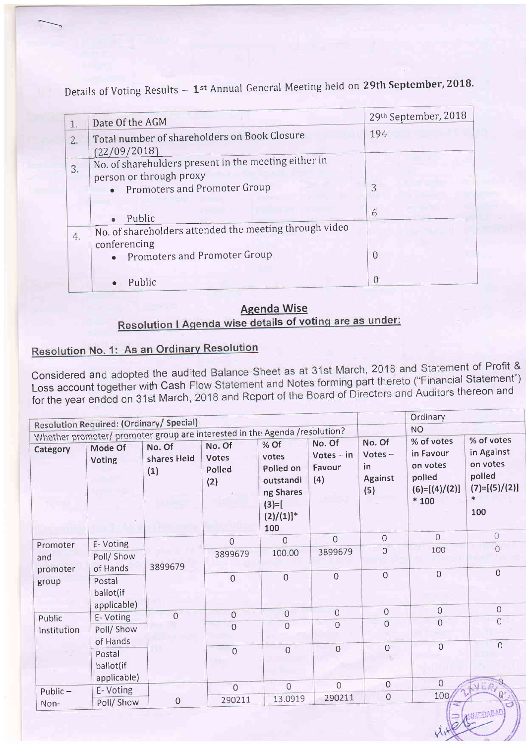Details of Voting Results – 1st Annual General Meeting held on **29th September, 2018.**

| 1. | Date Of the AGM | 29th September, 2018 |
|---|---|---|
| 2. | Total number of shareholders on Book Closure (22/09/2018) | 194 |
| 3. | No. of shareholders present in the meeting either in person or through proxy<br>• Promoters and Promoter Group<br>• Public | <br>3<br>6 |
| 4. | No. of shareholders attended the meeting through video conferencing<br>• Promoters and Promoter Group<br>• Public | <br>0<br>0 |

## Agenda Wise

## Resolution I Agenda wise details of voting are as under:

### Resolution No. 1: As an Ordinary Resolution

Considered and adopted the audited Balance Sheet as at 31st March, 2018 and Statement of Profit & Loss account together with Cash Flow Statement and Notes forming part thereto ("Financial Statement") for the year ended on 31st March, 2018 and Report of the Board of Directors and Auditors thereon and

| Resolution Required: (Ordinary/ Special) | | | | | | | Ordinary | |
|---|---|---|---|---|---|---|---|---|
| Whether promoter/ promoter group are interested in the Agenda /resolution? | | | | | | | NO | |
| Category | Mode Of Voting | No. Of shares Held (1) | No. Of Votes Polled (2) | % Of votes Polled on outstanding Shares (3)=[(2)/(1)]* 100 | No. Of Votes – in Favour (4) | No. Of Votes – in Against (5) | % of votes in Favour on votes polled (6)=[(4)/(2)] * 100 | % of votes in Against on votes polled (7)=[(5)/(2)] * 100 |
| Promoter and promoter group | E- Voting | 3899679 | 0 | 0 | 0 | 0 | 0 | 0 |
| | Poll/ Show of Hands | | 3899679 | 100.00 | 3899679 | 0 | 100 | 0 |
| | Postal ballot(if applicable) | | 0 | 0 | 0 | 0 | 0 | 0 |
| Public Institution | E- Voting | 0 | 0 | 0 | 0 | 0 | 0 | 0 |
| | Poll/ Show of Hands | | 0 | 0 | 0 | 0 | 0 | 0 |
| | Postal ballot(if applicable) | | 0 | 0 | 0 | 0 | 0 | 0 |
| Public – Non- | E- Voting | 0 | 0 | 0 | 0 | 0 | 0 | 0 |
| | Poll/ Show | | 290211 | 13.0919 | 290211 | 0 | 100 | 0 |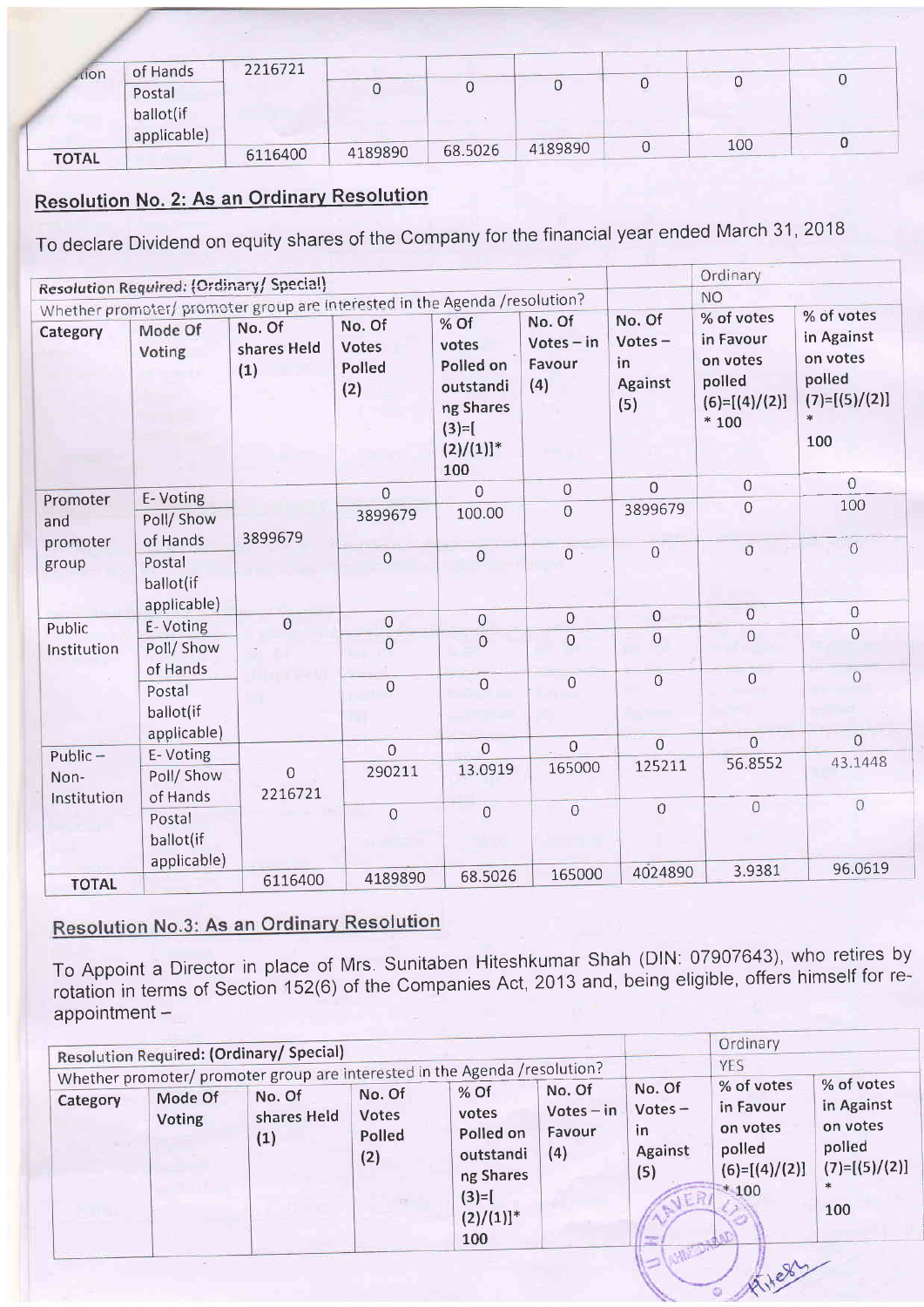| ...tion | of Hands | 2216721 | | | | | | |
|---|---|---|---|---|---|---|---|---|
| | Postal ballot(if applicable) | | 0 | 0 | 0 | 0 | 0 | 0 |
| TOTAL | | 6116400 | 4189890 | 68.5026 | 4189890 | 0 | 100 | 0 |

## Resolution No. 2: As an Ordinary Resolution

To declare Dividend on equity shares of the Company for the financial year ended March 31, 2018

| Resolution Required: (Ordinary/ Special) | | | | | | | Ordinary | |
|---|---|---|---|---|---|---|---|---|
| Whether promoter/ promoter group are interested in the Agenda /resolution? | | | | | | | NO | |
| Category | Mode Of Voting | No. Of shares Held (1) | No. Of Votes Polled (2) | % Of votes Polled on outstanding Shares (3)=[(2)/(1)]* 100 | No. Of Votes – in Favour (4) | No. Of Votes – in Against (5) | % of votes in Favour on votes polled (6)=[(4)/(2)] * 100 | % of votes in Against on votes polled (7)=[(5)/(2)] * 100 |
| Promoter and promoter group | E- Voting | 3899679 | 0 | 0 | 0 | 0 | 0 | 0 |
| | Poll/ Show of Hands | | 3899679 | 100.00 | 0 | 3899679 | 0 | 100 |
| | Postal ballot(if applicable) | | 0 | 0 | 0 | 0 | 0 | 0 |
| Public Institution | E- Voting | 0 | 0 | 0 | 0 | 0 | 0 | 0 |
| | Poll/ Show of Hands | | 0 | 0 | 0 | 0 | 0 | 0 |
| | Postal ballot(if applicable) | | 0 | 0 | 0 | 0 | 0 | 0 |
| Public – Non-Institution | E- Voting | 0 | 0 | 0 | 0 | 0 | 0 | 0 |
| | Poll/ Show of Hands | 2216721 | 290211 | 13.0919 | 165000 | 125211 | 56.8552 | 43.1448 |
| | Postal ballot(if applicable) | | 0 | 0 | 0 | 0 | 0 | 0 |
| TOTAL | | 6116400 | 4189890 | 68.5026 | 165000 | 4024890 | 3.9381 | 96.0619 |

## Resolution No.3: As an Ordinary Resolution

To Appoint a Director in place of Mrs. Sunitaben Hiteshkumar Shah (DIN: 07907643), who retires by rotation in terms of Section 152(6) of the Companies Act, 2013 and, being eligible, offers himself for re-appointment –

| Resolution Required: (Ordinary/ Special) | | | | | | | Ordinary | |
|---|---|---|---|---|---|---|---|---|
| Whether promoter/ promoter group are interested in the Agenda /resolution? | | | | | | | YES | |
| Category | Mode Of Voting | No. Of shares Held (1) | No. Of Votes Polled (2) | % Of votes Polled on outstanding Shares (3)=[(2)/(1)]* 100 | No. Of Votes – in Favour (4) | No. Of Votes – in Against (5) | % of votes in Favour on votes polled (6)=[(4)/(2)] * 100 | % of votes in Against on votes polled (7)=[(5)/(2)] * 100 |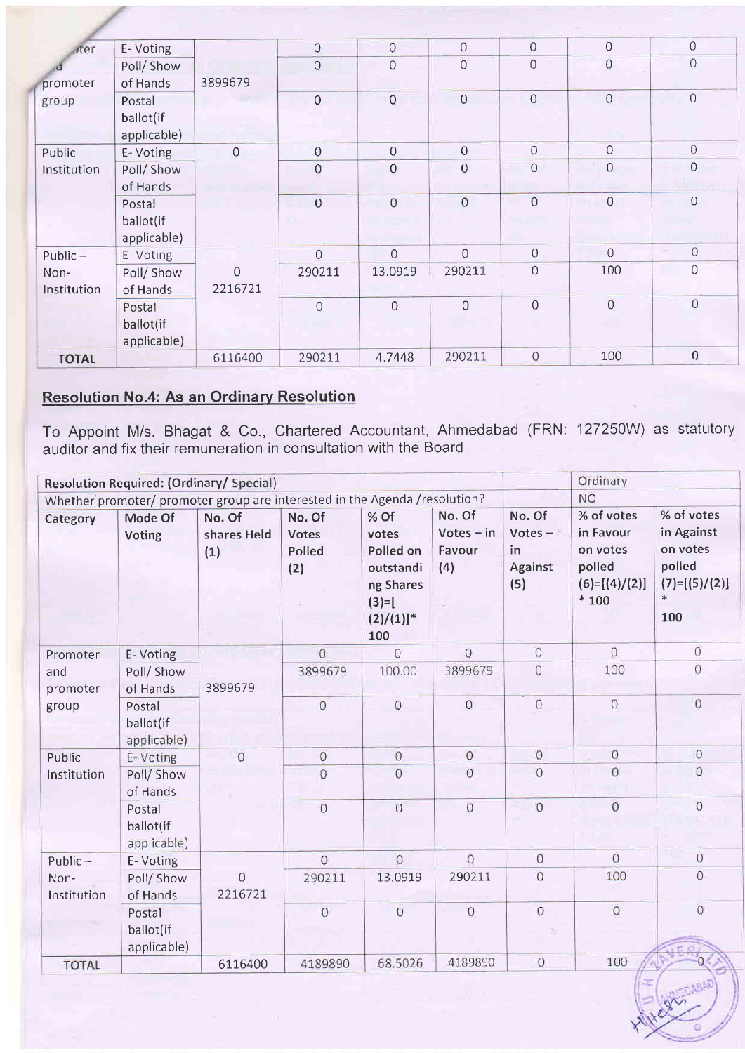| Promoter and promoter group | E- Voting | 3899679 | 0 | 0 | 0 | 0 | 0 | 0 |
|---|---|---|---|---|---|---|---|---|
| | Poll/ Show of Hands | | 0 | 0 | 0 | 0 | 0 | 0 |
| | Postal ballot(if applicable) | | 0 | 0 | 0 | 0 | 0 | 0 |
| Public Institution | E- Voting | 0 | 0 | 0 | 0 | 0 | 0 | 0 |
| | Poll/ Show of Hands | | 0 | 0 | 0 | 0 | 0 | 0 |
| | Postal ballot(if applicable) | | 0 | 0 | 0 | 0 | 0 | 0 |
| Public – Non-Institution | E- Voting | 0 2216721 | 0 | 0 | 0 | 0 | 0 | 0 |
| | Poll/ Show of Hands | | 290211 | 13.0919 | 290211 | 0 | 100 | 0 |
| | Postal ballot(if applicable) | | 0 | 0 | 0 | 0 | 0 | 0 |
| **TOTAL** | | 6116400 | 290211 | 4.7448 | 290211 | 0 | 100 | 0 |

## Resolution No.4: As an Ordinary Resolution

To Appoint M/s. Bhagat & Co., Chartered Accountant, Ahmedabad (FRN: 127250W) as statutory auditor and fix their remuneration in consultation with the Board

| Resolution Required: (Ordinary/ Special) | | | | | | | Ordinary | |
|---|---|---|---|---|---|---|---|---|
| Whether promoter/ promoter group are interested in the Agenda /resolution? | | | | | | | NO | |
| **Category** | **Mode Of Voting** | **No. Of shares Held (1)** | **No. Of Votes Polled (2)** | **% Of votes Polled on outstanding Shares (3)=[(2)/(1)]* 100** | **No. Of Votes – in Favour (4)** | **No. Of Votes – in Against (5)** | **% of votes in Favour on votes polled (6)=[(4)/(2)] * 100** | **% of votes in Against on votes polled (7)=[(5)/(2)] * 100** |
| Promoter and promoter group | E- Voting | 3899679 | 0 | 0 | 0 | 0 | 0 | 0 |
| | Poll/ Show of Hands | | 3899679 | 100.00 | 3899679 | 0 | 100 | 0 |
| | Postal ballot(if applicable) | | 0 | 0 | 0 | 0 | 0 | 0 |
| Public Institution | E- Voting | 0 | 0 | 0 | 0 | 0 | 0 | 0 |
| | Poll/ Show of Hands | | 0 | 0 | 0 | 0 | 0 | 0 |
| | Postal ballot(if applicable) | | 0 | 0 | 0 | 0 | 0 | 0 |
| Public – Non-Institution | E- Voting | 0 2216721 | 0 | 0 | 0 | 0 | 0 | 0 |
| | Poll/ Show of Hands | | 290211 | 13.0919 | 290211 | 0 | 100 | 0 |
| | Postal ballot(if applicable) | | 0 | 0 | 0 | 0 | 0 | 0 |
| TOTAL | | 6116400 | 4189890 | 68.5026 | 4189890 | 0 | 100 | 0 |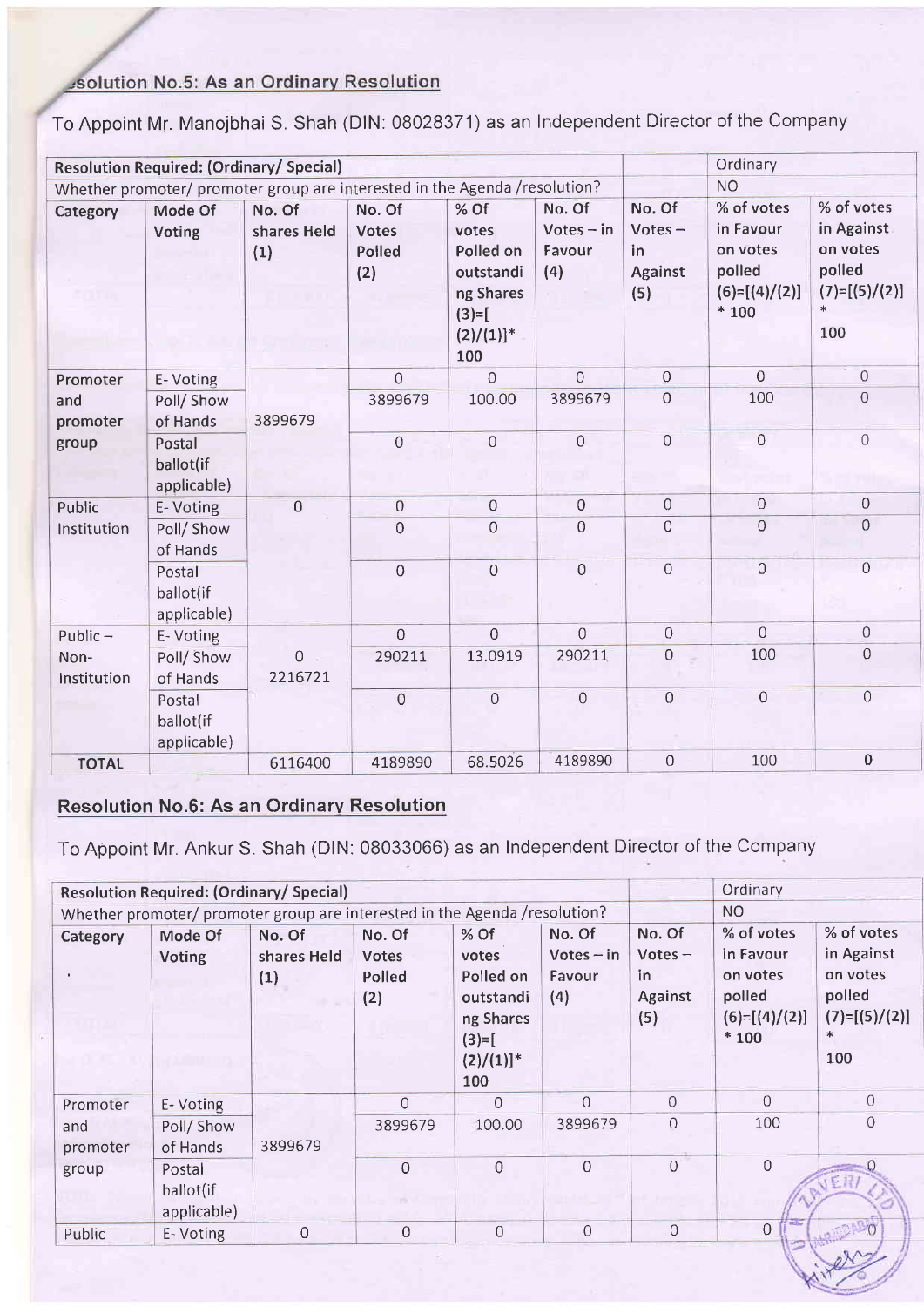## Resolution No.5: As an Ordinary Resolution

To Appoint Mr. Manojbhai S. Shah (DIN: 08028371) as an Independent Director of the Company

| Resolution Required: (Ordinary/ Special) | | | | | | | Ordinary | |
|---|---|---|---|---|---|---|---|---|
| Whether promoter/ promoter group are interested in the Agenda /resolution? | | | | | | | NO | |
| Category | Mode Of Voting | No. Of shares Held (1) | No. Of Votes Polled (2) | % Of votes Polled on outstanding Shares (3)=[(2)/(1)]* 100 | No. Of Votes – in Favour (4) | No. Of Votes – in Against (5) | % of votes in Favour on votes polled (6)=[(4)/(2)] * 100 | % of votes in Against on votes polled (7)=[(5)/(2)] * 100 |
| Promoter and promoter group | E- Voting | 3899679 | 0 | 0 | 0 | 0 | 0 | 0 |
| | Poll/ Show of Hands | | 3899679 | 100.00 | 3899679 | 0 | 100 | 0 |
| | Postal ballot(if applicable) | | 0 | 0 | 0 | 0 | 0 | 0 |
| Public Institution | E- Voting | 0 | 0 | 0 | 0 | 0 | 0 | 0 |
| | Poll/ Show of Hands | | 0 | 0 | 0 | 0 | 0 | 0 |
| | Postal ballot(if applicable) | | 0 | 0 | 0 | 0 | 0 | 0 |
| Public – Non-Institution | E- Voting | 0 2216721 | 0 | 0 | 0 | 0 | 0 | 0 |
| | Poll/ Show of Hands | | 290211 | 13.0919 | 290211 | 0 | 100 | 0 |
| | Postal ballot(if applicable) | | 0 | 0 | 0 | 0 | 0 | 0 |
| TOTAL | | 6116400 | 4189890 | 68.5026 | 4189890 | 0 | 100 | 0 |

## Resolution No.6: As an Ordinary Resolution

To Appoint Mr. Ankur S. Shah (DIN: 08033066) as an Independent Director of the Company

| Resolution Required: (Ordinary/ Special) | | | | | | | Ordinary | |
|---|---|---|---|---|---|---|---|---|
| Whether promoter/ promoter group are interested in the Agenda /resolution? | | | | | | | NO | |
| Category | Mode Of Voting | No. Of shares Held (1) | No. Of Votes Polled (2) | % Of votes Polled on outstanding Shares (3)=[(2)/(1)]* 100 | No. Of Votes – in Favour (4) | No. Of Votes – in Against (5) | % of votes in Favour on votes polled (6)=[(4)/(2)] * 100 | % of votes in Against on votes polled (7)=[(5)/(2)] * 100 |
| Promoter and promoter group | E- Voting | 3899679 | 0 | 0 | 0 | 0 | 0 | 0 |
| | Poll/ Show of Hands | | 3899679 | 100.00 | 3899679 | 0 | 100 | 0 |
| | Postal ballot(if applicable) | | 0 | 0 | 0 | 0 | 0 | 0 |
| Public | E- Voting | 0 | 0 | 0 | 0 | 0 | 0 | 0 |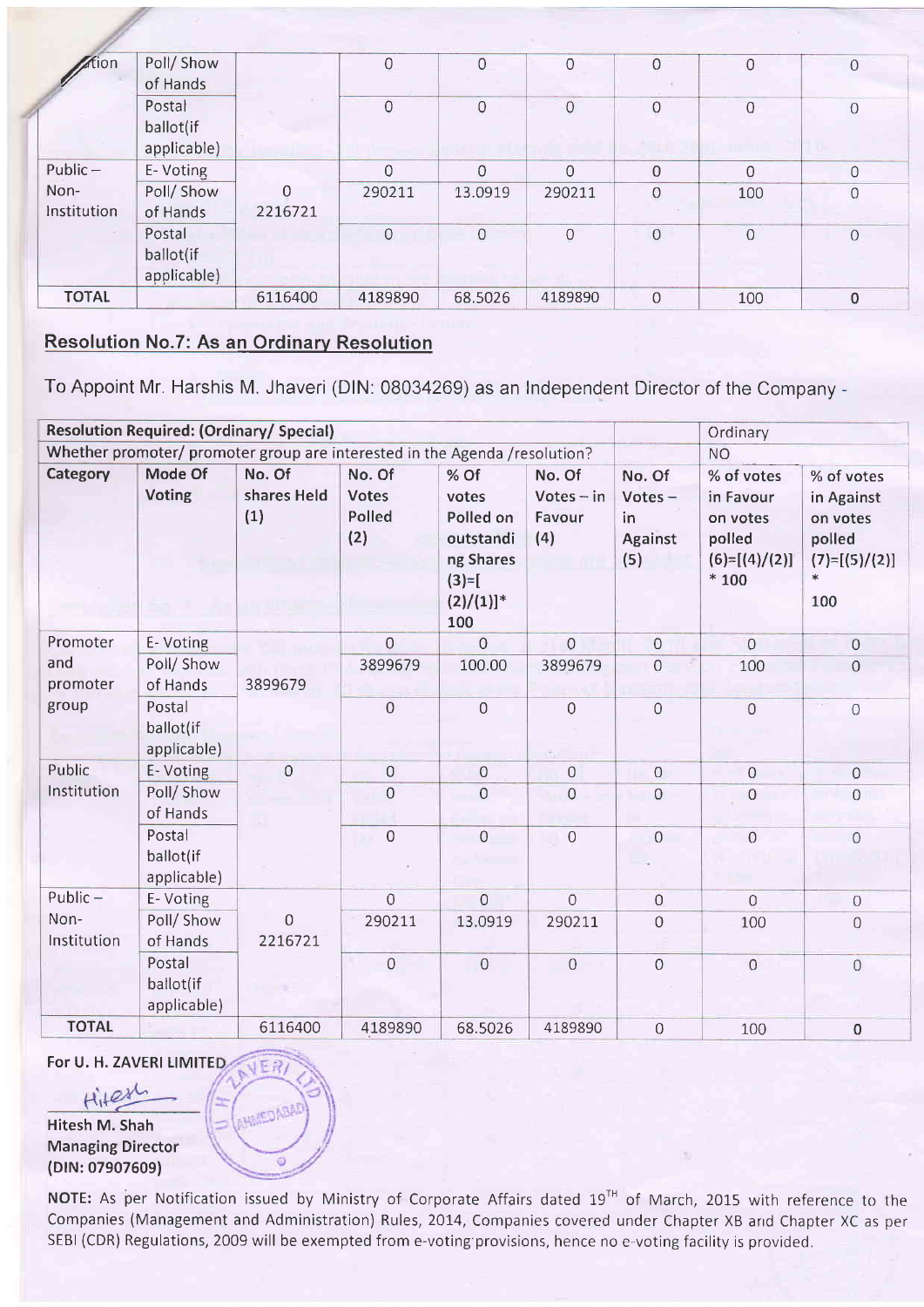| | | | | | | | | |
|---|---|---|---|---|---|---|---|---|
| ...tion | Poll/ Show of Hands | | 0 | 0 | 0 | 0 | 0 | 0 |
| | Postal ballot(if applicable) | | 0 | 0 | 0 | 0 | 0 | 0 |
| Public – Non-Institution | E- Voting | 0 2216721 | 0 | 0 | 0 | 0 | 0 | 0 |
| | Poll/ Show of Hands | | 290211 | 13.0919 | 290211 | 0 | 100 | 0 |
| | Postal ballot(if applicable) | | 0 | 0 | 0 | 0 | 0 | 0 |
| **TOTAL** | | 6116400 | 4189890 | 68.5026 | 4189890 | 0 | 100 | 0 |

## Resolution No.7: As an Ordinary Resolution

To Appoint Mr. Harshis M. Jhaveri (DIN: 08034269) as an Independent Director of the Company -

| **Resolution Required: (Ordinary/ Special)** | | | | | | | Ordinary | |
|---|---|---|---|---|---|---|---|---|
| **Whether promoter/ promoter group are interested in the Agenda /resolution?** | | | | | | | NO | |
| **Category** | **Mode Of Voting** | **No. Of shares Held (1)** | **No. Of Votes Polled (2)** | **% Of votes Polled on outstanding Shares (3)=[(2)/(1)]* 100** | **No. Of Votes – in Favour (4)** | **No. Of Votes – in Against (5)** | **% of votes in Favour on votes polled (6)=[(4)/(2)] * 100** | **% of votes in Against on votes polled (7)=[(5)/(2)] * 100** |
| Promoter and promoter group | E- Voting | 3899679 | 0 | 0 | 0 | 0 | 0 | 0 |
| | Poll/ Show of Hands | | 3899679 | 100.00 | 3899679 | 0 | 100 | 0 |
| | Postal ballot(if applicable) | | 0 | 0 | 0 | 0 | 0 | 0 |
| Public Institution | E- Voting | 0 | 0 | 0 | 0 | 0 | 0 | 0 |
| | Poll/ Show of Hands | | 0 | 0 | 0 | 0 | 0 | 0 |
| | Postal ballot(if applicable) | | 0 | 0 | 0 | 0 | 0 | 0 |
| Public – Non-Institution | E- Voting | 0 2216721 | 0 | 0 | 0 | 0 | 0 | 0 |
| | Poll/ Show of Hands | | 290211 | 13.0919 | 290211 | 0 | 100 | 0 |
| | Postal ballot(if applicable) | | 0 | 0 | 0 | 0 | 0 | 0 |
| **TOTAL** | | 6116400 | 4189890 | 68.5026 | 4189890 | 0 | 100 | 0 |

**For U. H. ZAVERI LIMITED**

**Hitesh M. Shah**
**Managing Director**
**(DIN: 07907609)**

NOTE: As per Notification issued by Ministry of Corporate Affairs dated 19TH of March, 2015 with reference to the Companies (Management and Administration) Rules, 2014, Companies covered under Chapter XB and Chapter XC as per SEBI (CDR) Regulations, 2009 will be exempted from e-voting provisions, hence no e-voting facility is provided.